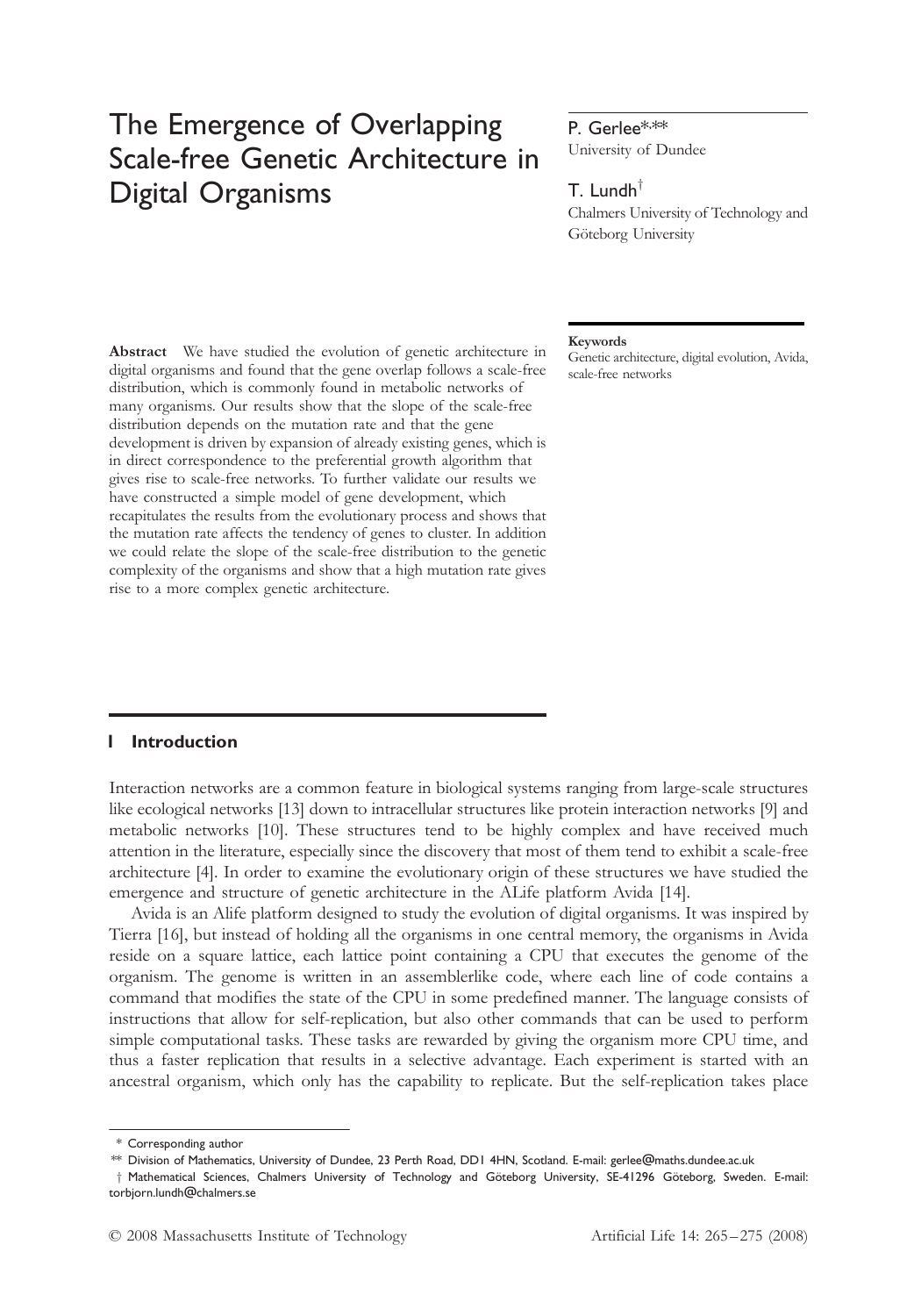# The Emergence of Overlapping Scale-free Genetic Architecture in Digital Organisms

**P. Gerlee**[\*,\*\*]
University of Dundee

**T. Lundh**[†]
Chalmers University of Technology and Göteborg University

**Abstract** We have studied the evolution of genetic architecture in digital organisms and found that the gene overlap follows a scale-free distribution, which is commonly found in metabolic networks of many organisms. Our results show that the slope of the scale-free distribution depends on the mutation rate and that the gene development is driven by expansion of already existing genes, which is in direct correspondence to the preferential growth algorithm that gives rise to scale-free networks. To further validate our results we have constructed a simple model of gene development, which recapitulates the results from the evolutionary process and shows that the mutation rate affects the tendency of genes to cluster. In addition we could relate the slope of the scale-free distribution to the genetic complexity of the organisms and show that a high mutation rate gives rise to a more complex genetic architecture.

**Keywords**
Genetic architecture, digital evolution, Avida, scale-free networks

## 1 Introduction

Interaction networks are a common feature in biological systems ranging from large-scale structures like ecological networks [13] down to intracellular structures like protein interaction networks [9] and metabolic networks [10]. These structures tend to be highly complex and have received much attention in the literature, especially since the discovery that most of them tend to exhibit a scale-free architecture [4]. In order to examine the evolutionary origin of these structures we have studied the emergence and structure of genetic architecture in the ALife platform Avida [14].

Avida is an Alife platform designed to study the evolution of digital organisms. It was inspired by Tierra [16], but instead of holding all the organisms in one central memory, the organisms in Avida reside on a square lattice, each lattice point containing a CPU that executes the genome of the organism. The genome is written in an assemblerlike code, where each line of code contains a command that modifies the state of the CPU in some predefined manner. The language consists of instructions that allow for self-replication, but also other commands that can be used to perform simple computational tasks. These tasks are rewarded by giving the organism more CPU time, and thus a faster replication that results in a selective advantage. Each experiment is started with an ancestral organism, which only has the capability to replicate. But the self-replication takes place

\* Corresponding author

\*\* Division of Mathematics, University of Dundee, 23 Perth Road, DD1 4HN, Scotland. E-mail: gerlee@maths.dundee.ac.uk

† Mathematical Sciences, Chalmers University of Technology and Göteborg University, SE-41296 Göteborg, Sweden. E-mail: torbjorn.lundh@chalmers.se

© 2008 Massachusetts Institute of Technology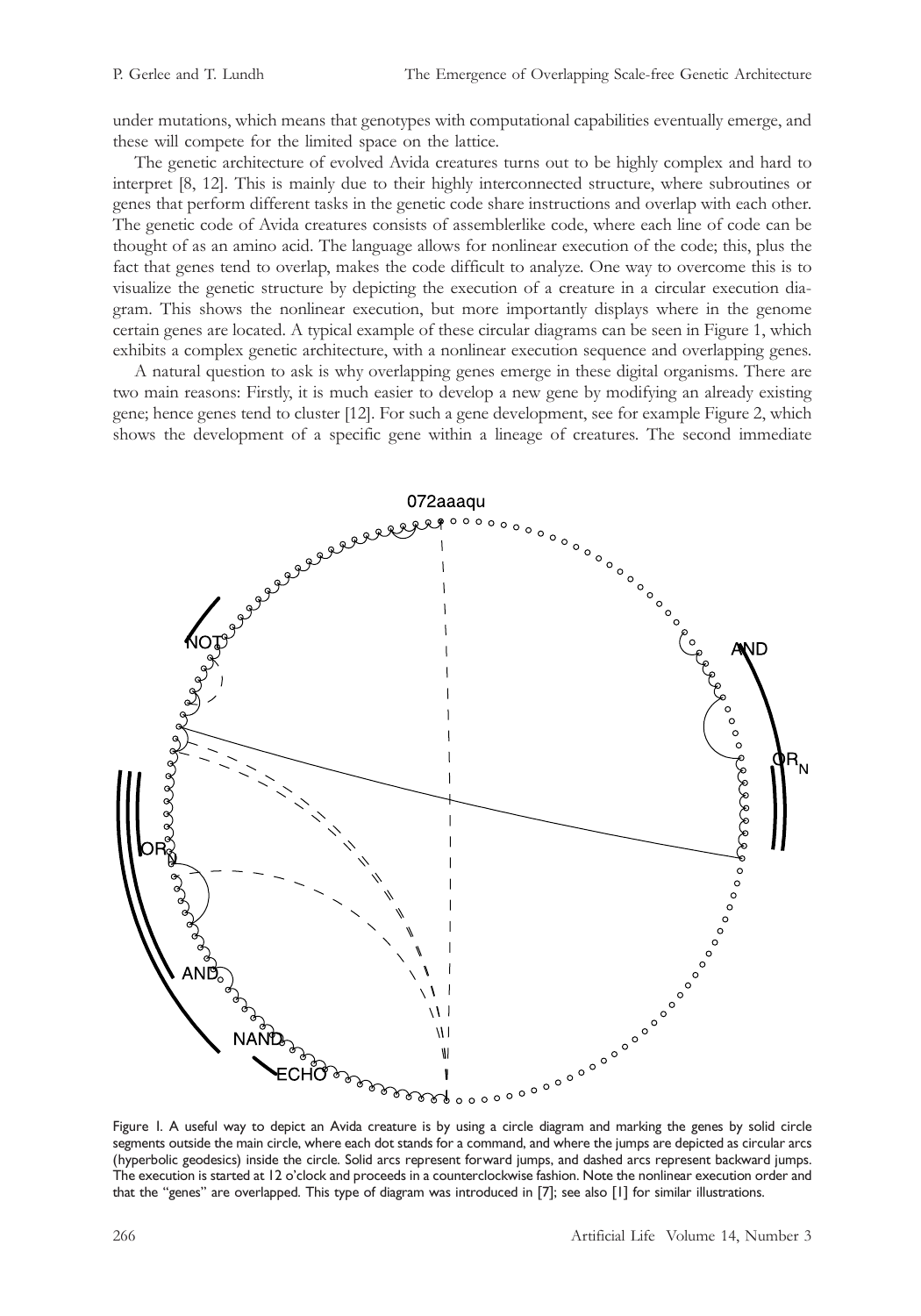under mutations, which means that genotypes with computational capabilities eventually emerge, and these will compete for the limited space on the lattice.

The genetic architecture of evolved Avida creatures turns out to be highly complex and hard to interpret [8, 12]. This is mainly due to their highly interconnected structure, where subroutines or genes that perform different tasks in the genetic code share instructions and overlap with each other. The genetic code of Avida creatures consists of assemblerlike code, where each line of code can be thought of as an amino acid. The language allows for nonlinear execution of the code; this, plus the fact that genes tend to overlap, makes the code difficult to analyze. One way to overcome this is to visualize the genetic structure by depicting the execution of a creature in a circular execution diagram. This shows the nonlinear execution, but more importantly displays where in the genome certain genes are located. A typical example of these circular diagrams can be seen in Figure 1, which exhibits a complex genetic architecture, with a nonlinear execution sequence and overlapping genes.

A natural question to ask is why overlapping genes emerge in these digital organisms. There are two main reasons: Firstly, it is much easier to develop a new gene by modifying an already existing gene; hence genes tend to cluster [12]. For such a gene development, see for example Figure 2, which shows the development of a specific gene within a lineage of creatures. The second immediate

Figure 1. A useful way to depict an Avida creature is by using a circle diagram and marking the genes by solid circle segments outside the main circle, where each dot stands for a command, and where the jumps are depicted as circular arcs (hyperbolic geodesics) inside the circle. Solid arcs represent forward jumps, and dashed arcs represent backward jumps. The execution is started at 12 o'clock and proceeds in a counterclockwise fashion. Note the nonlinear execution order and that the "genes" are overlapped. This type of diagram was introduced in [7]; see also [1] for similar illustrations.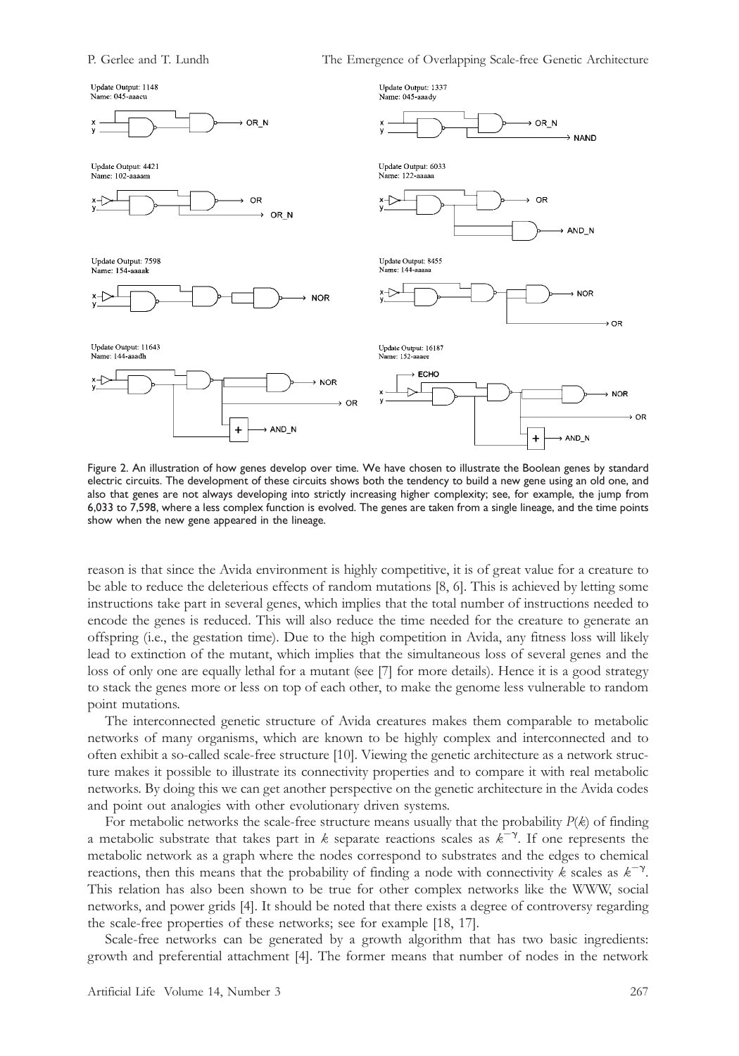Update Output: 1148
Name: 045-aaacu

OR_N

Update Output: 1337
Name: 045-aaady

OR_N
NAND

Update Output: 4421
Name: 102-aaaam

OR
OR_N

Update Output: 6033
Name: 122-aaaaa

OR
AND_N

Update Output: 7598
Name: 154-aaaak

NOR

Update Output: 8455
Name: 144-aaaaa

NOR
OR

Update Output: 11643
Name: 144-aaadh

NOR
OR
AND_N

Update Output: 16187
Name: 152-aaaee

ECHO
NOR
OR
AND_N

Figure 2. An illustration of how genes develop over time. We have chosen to illustrate the Boolean genes by standard electric circuits. The development of these circuits shows both the tendency to build a new gene using an old one, and also that genes are not always developing into strictly increasing higher complexity; see, for example, the jump from 6,033 to 7,598, where a less complex function is evolved. The genes are taken from a single lineage, and the time points show when the new gene appeared in the lineage.

reason is that since the Avida environment is highly competitive, it is of great value for a creature to be able to reduce the deleterious effects of random mutations [8, 6]. This is achieved by letting some instructions take part in several genes, which implies that the total number of instructions needed to encode the genes is reduced. This will also reduce the time needed for the creature to generate an offspring (i.e., the gestation time). Due to the high competition in Avida, any fitness loss will likely lead to extinction of the mutant, which implies that the simultaneous loss of several genes and the loss of only one are equally lethal for a mutant (see [7] for more details). Hence it is a good strategy to stack the genes more or less on top of each other, to make the genome less vulnerable to random point mutations.

The interconnected genetic structure of Avida creatures makes them comparable to metabolic networks of many organisms, which are known to be highly complex and interconnected and to often exhibit a so-called scale-free structure [10]. Viewing the genetic architecture as a network structure makes it possible to illustrate its connectivity properties and to compare it with real metabolic networks. By doing this we can get another perspective on the genetic architecture in the Avida codes and point out analogies with other evolutionary driven systems.

For metabolic networks the scale-free structure means usually that the probability $P(k)$ of finding a metabolic substrate that takes part in $k$ separate reactions scales as $k^{-\gamma}$. If one represents the metabolic network as a graph where the nodes correspond to substrates and the edges to chemical reactions, then this means that the probability of finding a node with connectivity $k$ scales as $k^{-\gamma}$. This relation has also been shown to be true for other complex networks like the WWW, social networks, and power grids [4]. It should be noted that there exists a degree of controversy regarding the scale-free properties of these networks; see for example [18, 17].

Scale-free networks can be generated by a growth algorithm that has two basic ingredients: growth and preferential attachment [4]. The former means that number of nodes in the network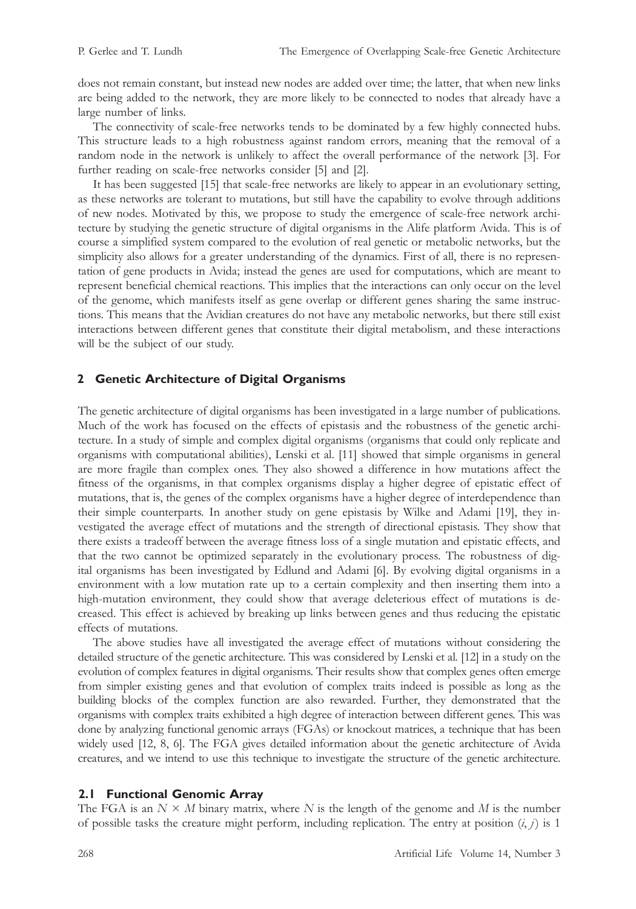does not remain constant, but instead new nodes are added over time; the latter, that when new links are being added to the network, they are more likely to be connected to nodes that already have a large number of links.

The connectivity of scale-free networks tends to be dominated by a few highly connected hubs. This structure leads to a high robustness against random errors, meaning that the removal of a random node in the network is unlikely to affect the overall performance of the network [3]. For further reading on scale-free networks consider [5] and [2].

It has been suggested [15] that scale-free networks are likely to appear in an evolutionary setting, as these networks are tolerant to mutations, but still have the capability to evolve through additions of new nodes. Motivated by this, we propose to study the emergence of scale-free network architecture by studying the genetic structure of digital organisms in the Alife platform Avida. This is of course a simplified system compared to the evolution of real genetic or metabolic networks, but the simplicity also allows for a greater understanding of the dynamics. First of all, there is no representation of gene products in Avida; instead the genes are used for computations, which are meant to represent beneficial chemical reactions. This implies that the interactions can only occur on the level of the genome, which manifests itself as gene overlap or different genes sharing the same instructions. This means that the Avidian creatures do not have any metabolic networks, but there still exist interactions between different genes that constitute their digital metabolism, and these interactions will be the subject of our study.

## 2 Genetic Architecture of Digital Organisms

The genetic architecture of digital organisms has been investigated in a large number of publications. Much of the work has focused on the effects of epistasis and the robustness of the genetic architecture. In a study of simple and complex digital organisms (organisms that could only replicate and organisms with computational abilities), Lenski et al. [11] showed that simple organisms in general are more fragile than complex ones. They also showed a difference in how mutations affect the fitness of the organisms, in that complex organisms display a higher degree of epistatic effect of mutations, that is, the genes of the complex organisms have a higher degree of interdependence than their simple counterparts. In another study on gene epistasis by Wilke and Adami [19], they investigated the average effect of mutations and the strength of directional epistasis. They show that there exists a tradeoff between the average fitness loss of a single mutation and epistatic effects, and that the two cannot be optimized separately in the evolutionary process. The robustness of digital organisms has been investigated by Edlund and Adami [6]. By evolving digital organisms in a environment with a low mutation rate up to a certain complexity and then inserting them into a high-mutation environment, they could show that average deleterious effect of mutations is decreased. This effect is achieved by breaking up links between genes and thus reducing the epistatic effects of mutations.

The above studies have all investigated the average effect of mutations without considering the detailed structure of the genetic architecture. This was considered by Lenski et al. [12] in a study on the evolution of complex features in digital organisms. Their results show that complex genes often emerge from simpler existing genes and that evolution of complex traits indeed is possible as long as the building blocks of the complex function are also rewarded. Further, they demonstrated that the organisms with complex traits exhibited a high degree of interaction between different genes. This was done by analyzing functional genomic arrays (FGAs) or knockout matrices, a technique that has been widely used [12, 8, 6]. The FGA gives detailed information about the genetic architecture of Avida creatures, and we intend to use this technique to investigate the structure of the genetic architecture.

### 2.1 Functional Genomic Array

The FGA is an $N \times M$ binary matrix, where $N$ is the length of the genome and $M$ is the number of possible tasks the creature might perform, including replication. The entry at position $(i, j)$ is 1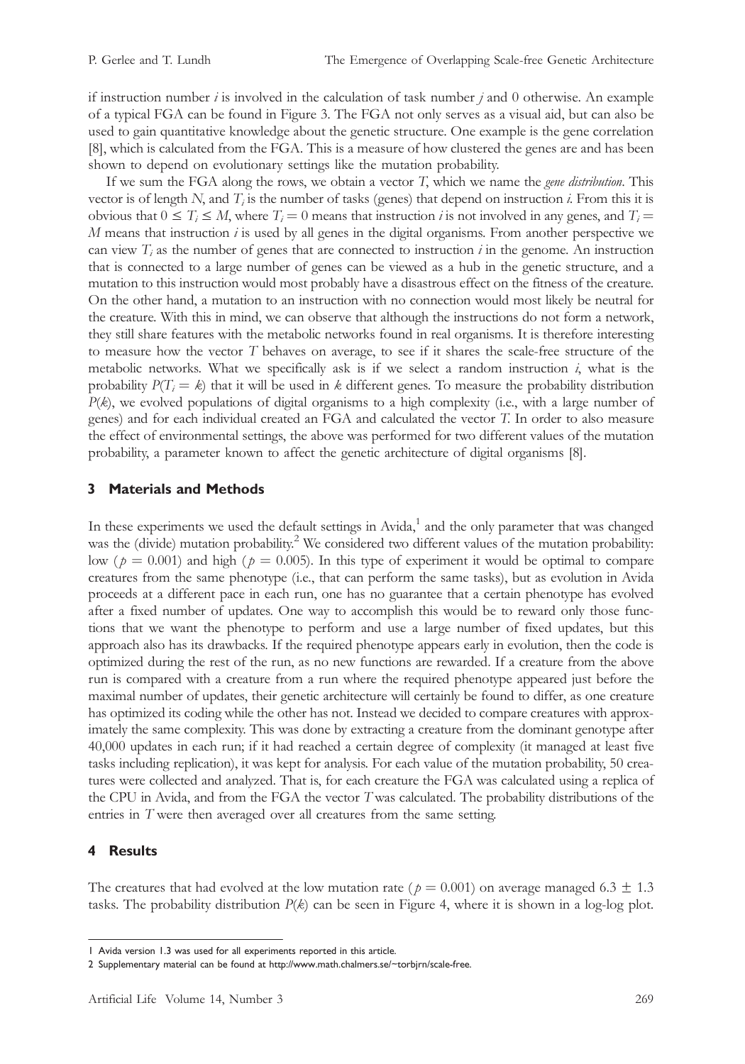if instruction number $i$ is involved in the calculation of task number $j$ and 0 otherwise. An example of a typical FGA can be found in Figure 3. The FGA not only serves as a visual aid, but can also be used to gain quantitative knowledge about the genetic structure. One example is the gene correlation [8], which is calculated from the FGA. This is a measure of how clustered the genes are and has been shown to depend on evolutionary settings like the mutation probability.

If we sum the FGA along the rows, we obtain a vector $T$, which we name the *gene distribution*. This vector is of length $N$, and $T_i$ is the number of tasks (genes) that depend on instruction $i$. From this it is obvious that $0 \leq T_i \leq M$, where $T_i = 0$ means that instruction $i$ is not involved in any genes, and $T_i = M$ means that instruction $i$ is used by all genes in the digital organisms. From another perspective we can view $T_i$ as the number of genes that are connected to instruction $i$ in the genome. An instruction that is connected to a large number of genes can be viewed as a hub in the genetic structure, and a mutation to this instruction would most probably have a disastrous effect on the fitness of the creature. On the other hand, a mutation to an instruction with no connection would most likely be neutral for the creature. With this in mind, we can observe that although the instructions do not form a network, they still share features with the metabolic networks found in real organisms. It is therefore interesting to measure how the vector $T$ behaves on average, to see if it shares the scale-free structure of the metabolic networks. What we specifically ask is if we select a random instruction $i$, what is the probability $P(T_i = k)$ that it will be used in $k$ different genes. To measure the probability distribution $P(k)$, we evolved populations of digital organisms to a high complexity (i.e., with a large number of genes) and for each individual created an FGA and calculated the vector $T$. In order to also measure the effect of environmental settings, the above was performed for two different values of the mutation probability, a parameter known to affect the genetic architecture of digital organisms [8].

## 3 Materials and Methods

In these experiments we used the default settings in Avida,[1] and the only parameter that was changed was the (divide) mutation probability.[2] We considered two different values of the mutation probability: low ($p = 0.001$) and high ($p = 0.005$). In this type of experiment it would be optimal to compare creatures from the same phenotype (i.e., that can perform the same tasks), but as evolution in Avida proceeds at a different pace in each run, one has no guarantee that a certain phenotype has evolved after a fixed number of updates. One way to accomplish this would be to reward only those functions that we want the phenotype to perform and use a large number of fixed updates, but this approach also has its drawbacks. If the required phenotype appears early in evolution, then the code is optimized during the rest of the run, as no new functions are rewarded. If a creature from the above run is compared with a creature from a run where the required phenotype appeared just before the maximal number of updates, their genetic architecture will certainly be found to differ, as one creature has optimized its coding while the other has not. Instead we decided to compare creatures with approximately the same complexity. This was done by extracting a creature from the dominant genotype after 40,000 updates in each run; if it had reached a certain degree of complexity (it managed at least five tasks including replication), it was kept for analysis. For each value of the mutation probability, 50 creatures were collected and analyzed. That is, for each creature the FGA was calculated using a replica of the CPU in Avida, and from the FGA the vector $T$ was calculated. The probability distributions of the entries in $T$ were then averaged over all creatures from the same setting.

## 4 Results

The creatures that had evolved at the low mutation rate ($p = 0.001$) on average managed $6.3 \pm 1.3$ tasks. The probability distribution $P(k)$ can be seen in Figure 4, where it is shown in a log-log plot.

[1] Avida version 1.3 was used for all experiments reported in this article.

[2] Supplementary material can be found at http://www.math.chalmers.se/~torbjrn/scale-free.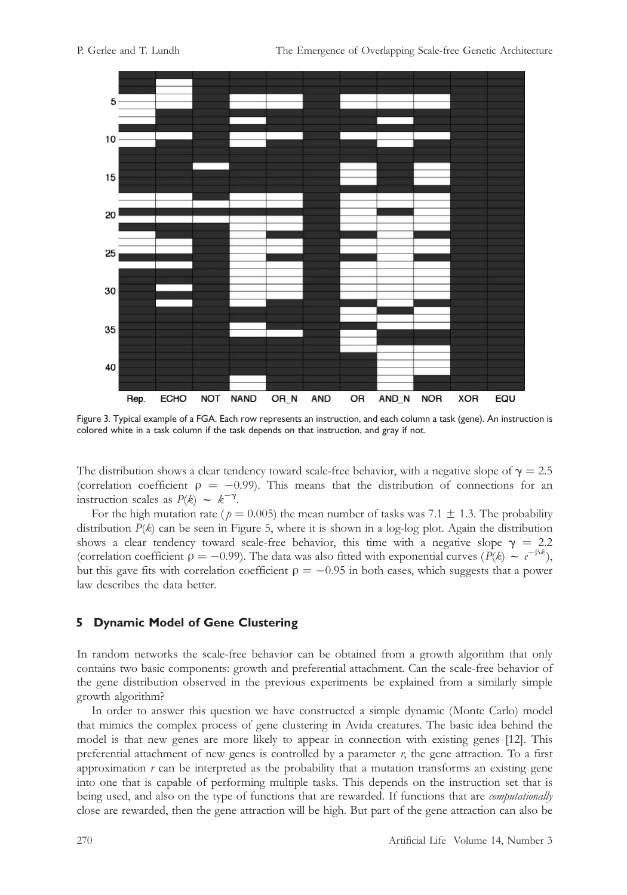Figure 3. Typical example of a FGA. Each row represents an instruction, and each column a task (gene). An instruction is colored white in a task column if the task depends on that instruction, and gray if not.

The distribution shows a clear tendency toward scale-free behavior, with a negative slope of $\gamma = 2.5$ (correlation coefficient $\rho = -0.99$). This means that the distribution of connections for an instruction scales as $P(k) \sim k^{-\gamma}$.

For the high mutation rate ($p = 0.005$) the mean number of tasks was $7.1 \pm 1.3$. The probability distribution $P(k)$ can be seen in Figure 5, where it is shown in a log-log plot. Again the distribution shows a clear tendency toward scale-free behavior, this time with a negative slope $\gamma = 2.2$ (correlation coefficient $\rho = -0.99$). The data was also fitted with exponential curves ($P(k) \sim e^{-\beta k}$), but this gave fits with correlation coefficient $\rho = -0.95$ in both cases, which suggests that a power law describes the data better.

## 5 Dynamic Model of Gene Clustering

In random networks the scale-free behavior can be obtained from a growth algorithm that only contains two basic components: growth and preferential attachment. Can the scale-free behavior of the gene distribution observed in the previous experiments be explained from a similarly simple growth algorithm?

In order to answer this question we have constructed a simple dynamic (Monte Carlo) model that mimics the complex process of gene clustering in Avida creatures. The basic idea behind the model is that new genes are more likely to appear in connection with existing genes [12]. This preferential attachment of new genes is controlled by a parameter $r$, the gene attraction. To a first approximation $r$ can be interpreted as the probability that a mutation transforms an existing gene into one that is capable of performing multiple tasks. This depends on the instruction set that is being used, and also on the type of functions that are rewarded. If functions that are *computationally* close are rewarded, then the gene attraction will be high. But part of the gene attraction can also be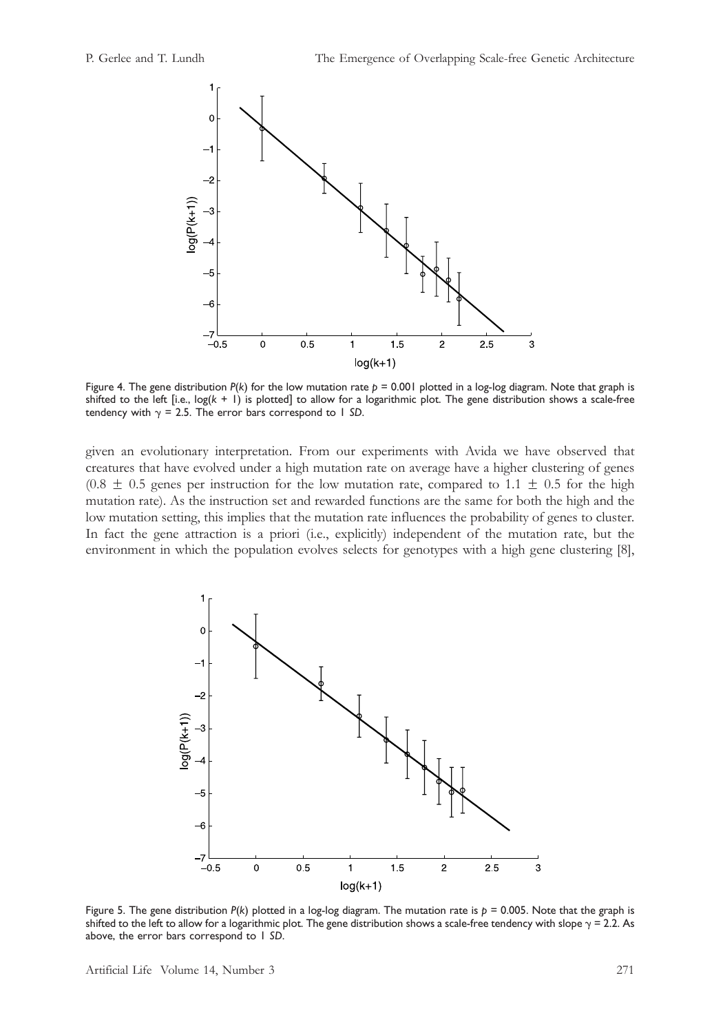Figure 4. The gene distribution $P(k)$ for the low mutation rate $p = 0.001$ plotted in a log-log diagram. Note that graph is shifted to the left [i.e., $\log(k + 1)$ is plotted] to allow for a logarithmic plot. The gene distribution shows a scale-free tendency with $\gamma = 2.5$. The error bars correspond to 1 *SD*.

given an evolutionary interpretation. From our experiments with Avida we have observed that creatures that have evolved under a high mutation rate on average have a higher clustering of genes ($0.8 \pm 0.5$ genes per instruction for the low mutation rate, compared to $1.1 \pm 0.5$ for the high mutation rate). As the instruction set and rewarded functions are the same for both the high and the low mutation setting, this implies that the mutation rate influences the probability of genes to cluster. In fact the gene attraction is a priori (i.e., explicitly) independent of the mutation rate, but the environment in which the population evolves selects for genotypes with a high gene clustering [8],

Figure 5. The gene distribution $P(k)$ plotted in a log-log diagram. The mutation rate is $p = 0.005$. Note that the graph is shifted to the left to allow for a logarithmic plot. The gene distribution shows a scale-free tendency with slope $\gamma = 2.2$. As above, the error bars correspond to 1 *SD*.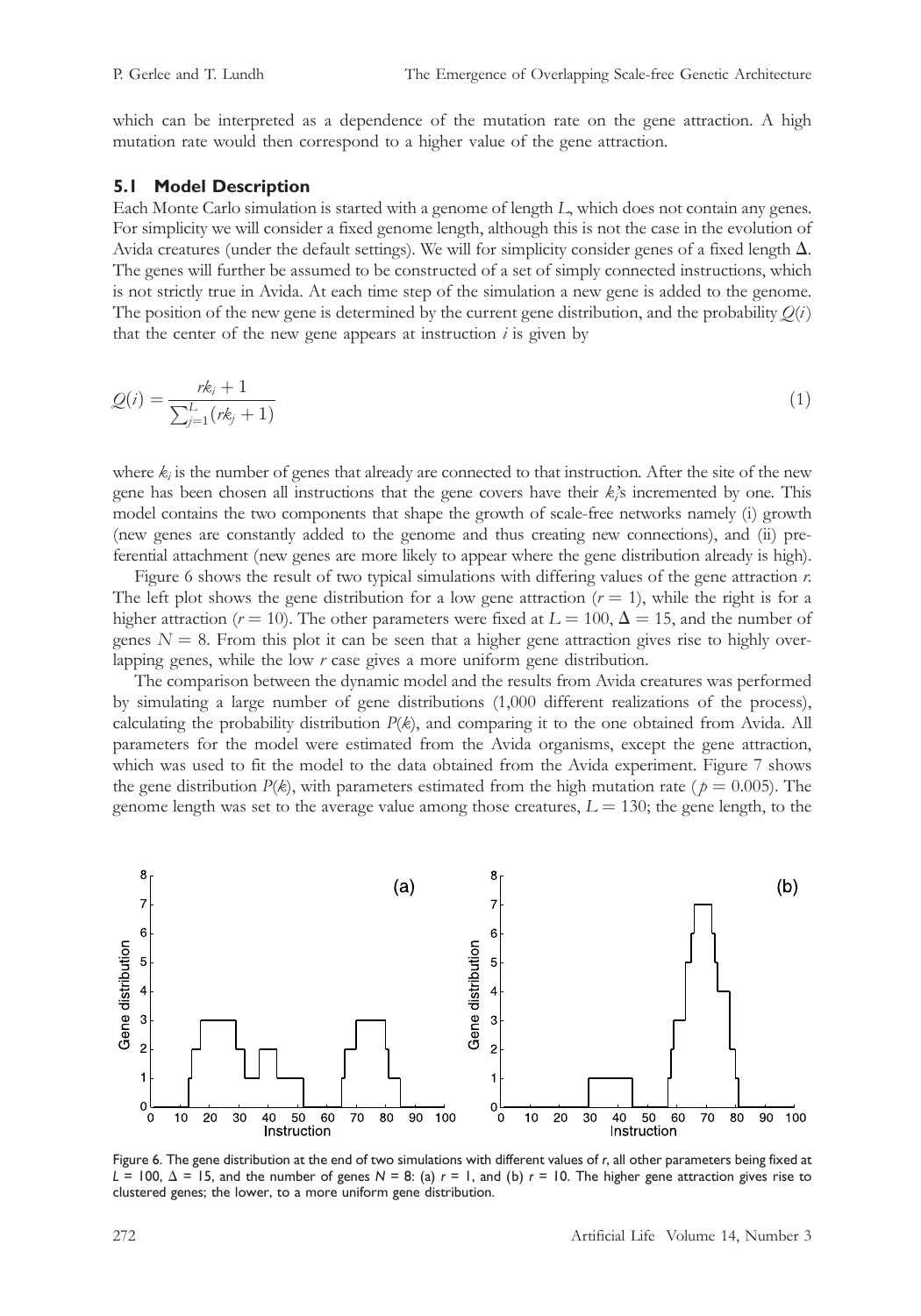which can be interpreted as a dependence of the mutation rate on the gene attraction. A high mutation rate would then correspond to a higher value of the gene attraction.

### 5.1 Model Description

Each Monte Carlo simulation is started with a genome of length $L$, which does not contain any genes. For simplicity we will consider a fixed genome length, although this is not the case in the evolution of Avida creatures (under the default settings). We will for simplicity consider genes of a fixed length $\Delta$. The genes will further be assumed to be constructed of a set of simply connected instructions, which is not strictly true in Avida. At each time step of the simulation a new gene is added to the genome. The position of the new gene is determined by the current gene distribution, and the probability $Q(i)$ that the center of the new gene appears at instruction $i$ is given by

$$Q(i) = \frac{rk_i + 1}{\sum_{j=1}^{L}(rk_j + 1)} \tag{1}$$

where $k_i$ is the number of genes that already are connected to that instruction. After the site of the new gene has been chosen all instructions that the gene covers have their $k_i$'s incremented by one. This model contains the two components that shape the growth of scale-free networks namely (i) growth (new genes are constantly added to the genome and thus creating new connections), and (ii) preferential attachment (new genes are more likely to appear where the gene distribution already is high).

Figure 6 shows the result of two typical simulations with differing values of the gene attraction $r$. The left plot shows the gene distribution for a low gene attraction ($r = 1$), while the right is for a higher attraction ($r = 10$). The other parameters were fixed at $L = 100$, $\Delta = 15$, and the number of genes $N = 8$. From this plot it can be seen that a higher gene attraction gives rise to highly overlapping genes, while the low $r$ case gives a more uniform gene distribution.

The comparison between the dynamic model and the results from Avida creatures was performed by simulating a large number of gene distributions (1,000 different realizations of the process), calculating the probability distribution $P(k)$, and comparing it to the one obtained from Avida. All parameters for the model were estimated from the Avida organisms, except the gene attraction, which was used to fit the model to the data obtained from the Avida experiment. Figure 7 shows the gene distribution $P(k)$, with parameters estimated from the high mutation rate ($p = 0.005$). The genome length was set to the average value among those creatures, $L = 130$; the gene length, to the

Figure 6. The gene distribution at the end of two simulations with different values of $r$, all other parameters being fixed at $L = 100$, $\Delta = 15$, and the number of genes $N = 8$: (a) $r = 1$, and (b) $r = 10$. The higher gene attraction gives rise to clustered genes; the lower, to a more uniform gene distribution.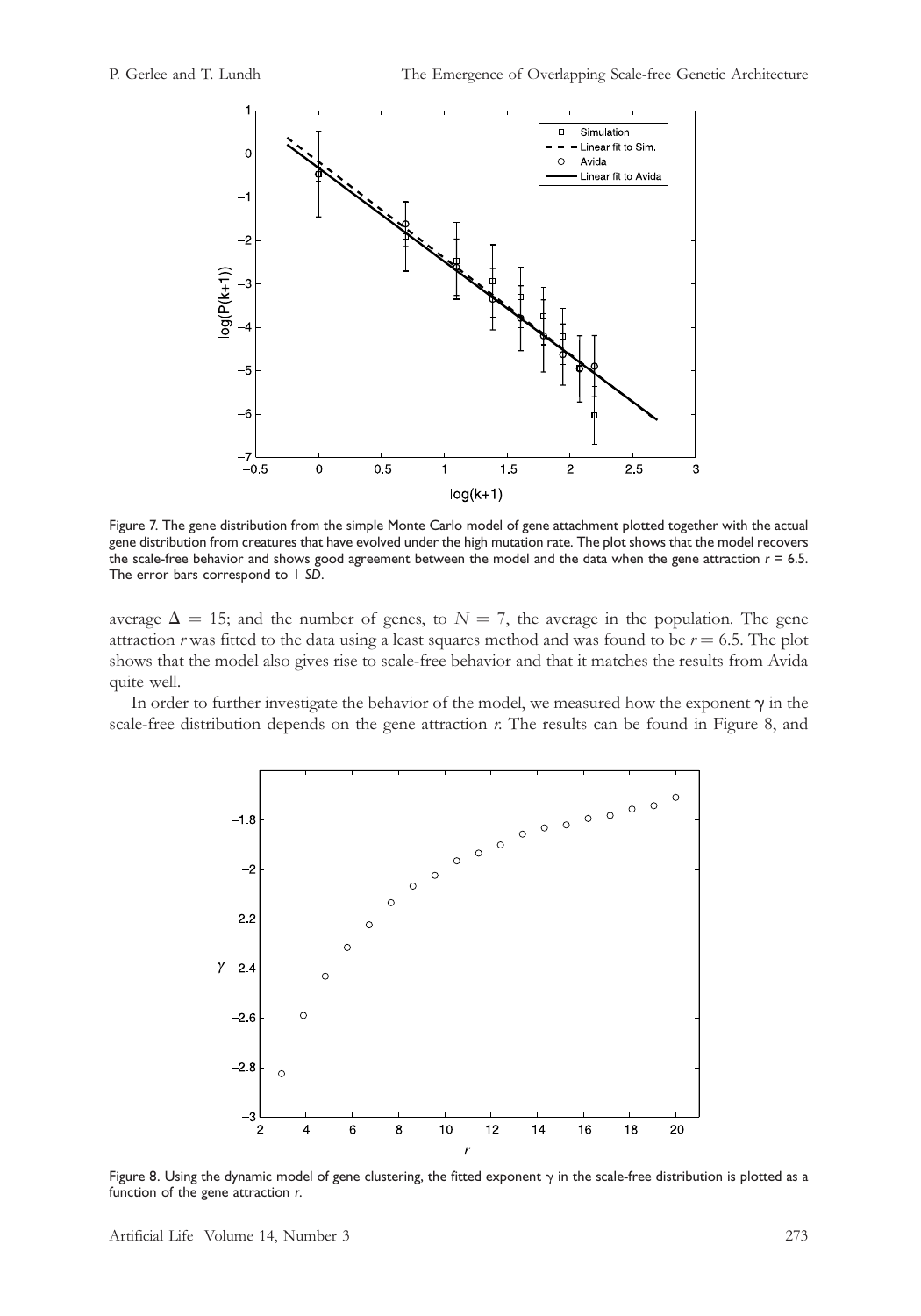Figure 7. The gene distribution from the simple Monte Carlo model of gene attachment plotted together with the actual gene distribution from creatures that have evolved under the high mutation rate. The plot shows that the model recovers the scale-free behavior and shows good agreement between the model and the data when the gene attraction $r = 6.5$. The error bars correspond to 1 *SD*.

average $\Delta = 15$; and the number of genes, to $N = 7$, the average in the population. The gene attraction $r$ was fitted to the data using a least squares method and was found to be $r = 6.5$. The plot shows that the model also gives rise to scale-free behavior and that it matches the results from Avida quite well.

In order to further investigate the behavior of the model, we measured how the exponent $\gamma$ in the scale-free distribution depends on the gene attraction $r$. The results can be found in Figure 8, and

Figure 8. Using the dynamic model of gene clustering, the fitted exponent $\gamma$ in the scale-free distribution is plotted as a function of the gene attraction $r$.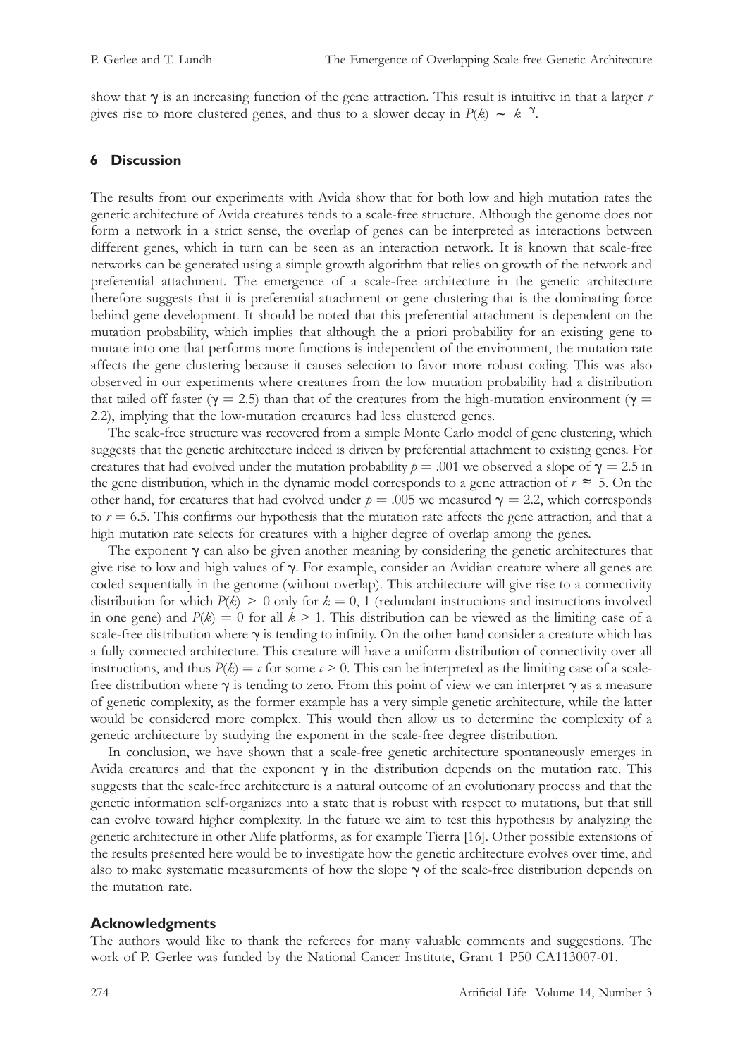show that $\gamma$ is an increasing function of the gene attraction. This result is intuitive in that a larger $r$ gives rise to more clustered genes, and thus to a slower decay in $P(k) \sim k^{-\gamma}$.

## 6 Discussion

The results from our experiments with Avida show that for both low and high mutation rates the genetic architecture of Avida creatures tends to a scale-free structure. Although the genome does not form a network in a strict sense, the overlap of genes can be interpreted as interactions between different genes, which in turn can be seen as an interaction network. It is known that scale-free networks can be generated using a simple growth algorithm that relies on growth of the network and preferential attachment. The emergence of a scale-free architecture in the genetic architecture therefore suggests that it is preferential attachment or gene clustering that is the dominating force behind gene development. It should be noted that this preferential attachment is dependent on the mutation probability, which implies that although the a priori probability for an existing gene to mutate into one that performs more functions is independent of the environment, the mutation rate affects the gene clustering because it causes selection to favor more robust coding. This was also observed in our experiments where creatures from the low mutation probability had a distribution that tailed off faster ($\gamma = 2.5$) than that of the creatures from the high-mutation environment ($\gamma = 2.2$), implying that the low-mutation creatures had less clustered genes.

The scale-free structure was recovered from a simple Monte Carlo model of gene clustering, which suggests that the genetic architecture indeed is driven by preferential attachment to existing genes. For creatures that had evolved under the mutation probability $p = .001$ we observed a slope of $\gamma = 2.5$ in the gene distribution, which in the dynamic model corresponds to a gene attraction of $r \approx 5$. On the other hand, for creatures that had evolved under $p = .005$ we measured $\gamma = 2.2$, which corresponds to $r = 6.5$. This confirms our hypothesis that the mutation rate affects the gene attraction, and that a high mutation rate selects for creatures with a higher degree of overlap among the genes.

The exponent $\gamma$ can also be given another meaning by considering the genetic architectures that give rise to low and high values of $\gamma$. For example, consider an Avidian creature where all genes are coded sequentially in the genome (without overlap). This architecture will give rise to a connectivity distribution for which $P(k) > 0$ only for $k = 0, 1$ (redundant instructions and instructions involved in one gene) and $P(k) = 0$ for all $k > 1$. This distribution can be viewed as the limiting case of a scale-free distribution where $\gamma$ is tending to infinity. On the other hand consider a creature which has a fully connected architecture. This creature will have a uniform distribution of connectivity over all instructions, and thus $P(k) = c$ for some $c > 0$. This can be interpreted as the limiting case of a scale-free distribution where $\gamma$ is tending to zero. From this point of view we can interpret $\gamma$ as a measure of genetic complexity, as the former example has a very simple genetic architecture, while the latter would be considered more complex. This would then allow us to determine the complexity of a genetic architecture by studying the exponent in the scale-free degree distribution.

In conclusion, we have shown that a scale-free genetic architecture spontaneously emerges in Avida creatures and that the exponent $\gamma$ in the distribution depends on the mutation rate. This suggests that the scale-free architecture is a natural outcome of an evolutionary process and that the genetic information self-organizes into a state that is robust with respect to mutations, but that still can evolve toward higher complexity. In the future we aim to test this hypothesis by analyzing the genetic architecture in other Alife platforms, as for example Tierra [16]. Other possible extensions of the results presented here would be to investigate how the genetic architecture evolves over time, and also to make systematic measurements of how the slope $\gamma$ of the scale-free distribution depends on the mutation rate.

### Acknowledgments

The authors would like to thank the referees for many valuable comments and suggestions. The work of P. Gerlee was funded by the National Cancer Institute, Grant 1 P50 CA113007-01.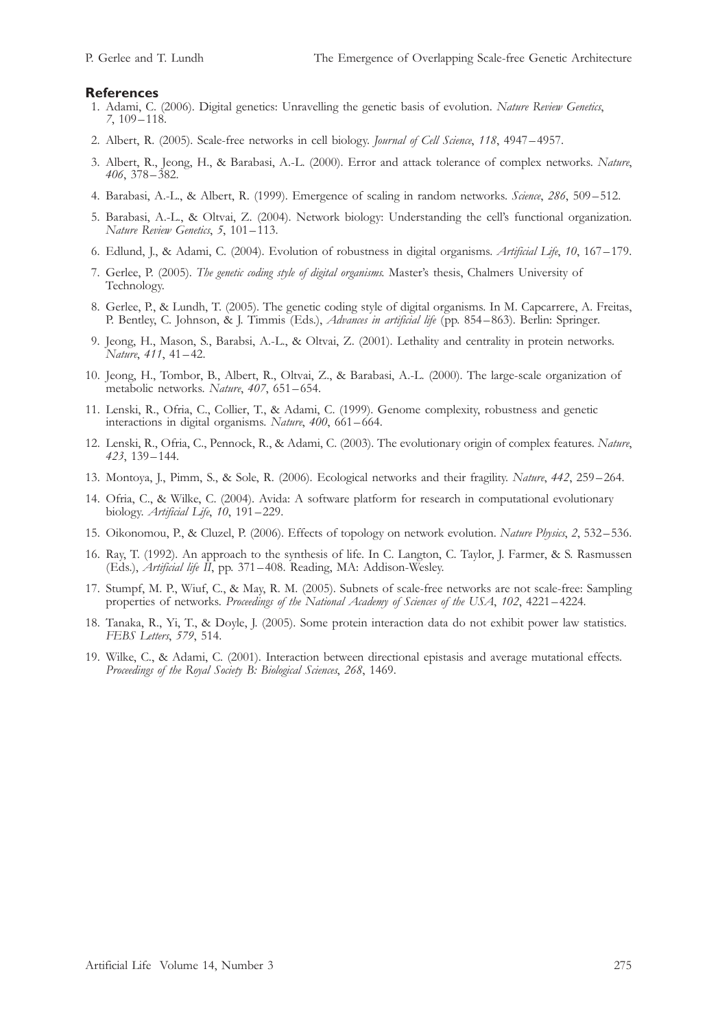## References

1. Adami, C. (2006). Digital genetics: Unravelling the genetic basis of evolution. *Nature Review Genetics*, *7*, 109–118.
2. Albert, R. (2005). Scale-free networks in cell biology. *Journal of Cell Science*, *118*, 4947–4957.
3. Albert, R., Jeong, H., & Barabasi, A.-L. (2000). Error and attack tolerance of complex networks. *Nature*, *406*, 378–382.
4. Barabasi, A.-L., & Albert, R. (1999). Emergence of scaling in random networks. *Science*, *286*, 509–512.
5. Barabasi, A.-L., & Oltvai, Z. (2004). Network biology: Understanding the cell's functional organization. *Nature Review Genetics*, *5*, 101–113.
6. Edlund, J., & Adami, C. (2004). Evolution of robustness in digital organisms. *Artificial Life*, *10*, 167–179.
7. Gerlee, P. (2005). *The genetic coding style of digital organisms.* Master's thesis, Chalmers University of Technology.
8. Gerlee, P., & Lundh, T. (2005). The genetic coding style of digital organisms. In M. Capcarrere, A. Freitas, P. Bentley, C. Johnson, & J. Timmis (Eds.), *Advances in artificial life* (pp. 854–863). Berlin: Springer.
9. Jeong, H., Mason, S., Barabsi, A.-L., & Oltvai, Z. (2001). Lethality and centrality in protein networks. *Nature*, *411*, 41–42.
10. Jeong, H., Tombor, B., Albert, R., Oltvai, Z., & Barabasi, A.-L. (2000). The large-scale organization of metabolic networks. *Nature*, *407*, 651–654.
11. Lenski, R., Ofria, C., Collier, T., & Adami, C. (1999). Genome complexity, robustness and genetic interactions in digital organisms. *Nature*, *400*, 661–664.
12. Lenski, R., Ofria, C., Pennock, R., & Adami, C. (2003). The evolutionary origin of complex features. *Nature*, *423*, 139–144.
13. Montoya, J., Pimm, S., & Sole, R. (2006). Ecological networks and their fragility. *Nature*, *442*, 259–264.
14. Ofria, C., & Wilke, C. (2004). Avida: A software platform for research in computational evolutionary biology. *Artificial Life*, *10*, 191–229.
15. Oikonomou, P., & Cluzel, P. (2006). Effects of topology on network evolution. *Nature Physics*, *2*, 532–536.
16. Ray, T. (1992). An approach to the synthesis of life. In C. Langton, C. Taylor, J. Farmer, & S. Rasmussen (Eds.), *Artificial life II*, pp. 371–408. Reading, MA: Addison-Wesley.
17. Stumpf, M. P., Wiuf, C., & May, R. M. (2005). Subnets of scale-free networks are not scale-free: Sampling properties of networks. *Proceedings of the National Academy of Sciences of the USA*, *102*, 4221–4224.
18. Tanaka, R., Yi, T., & Doyle, J. (2005). Some protein interaction data do not exhibit power law statistics. *FEBS Letters*, *579*, 514.
19. Wilke, C., & Adami, C. (2001). Interaction between directional epistasis and average mutational effects. *Proceedings of the Royal Society B: Biological Sciences*, *268*, 1469.